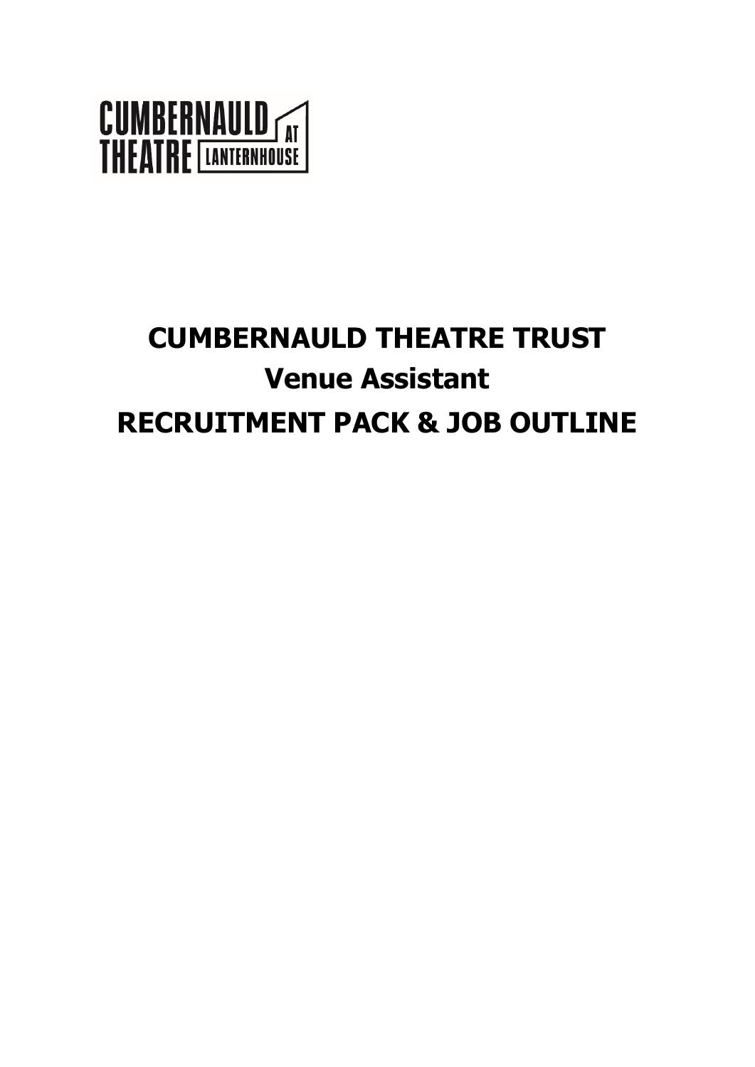CUMBERNAULD THEATRE AT LANTERNHOUSE

# CUMBERNAULD THEATRE TRUST

# Venue Assistant

# RECRUITMENT PACK & JOB OUTLINE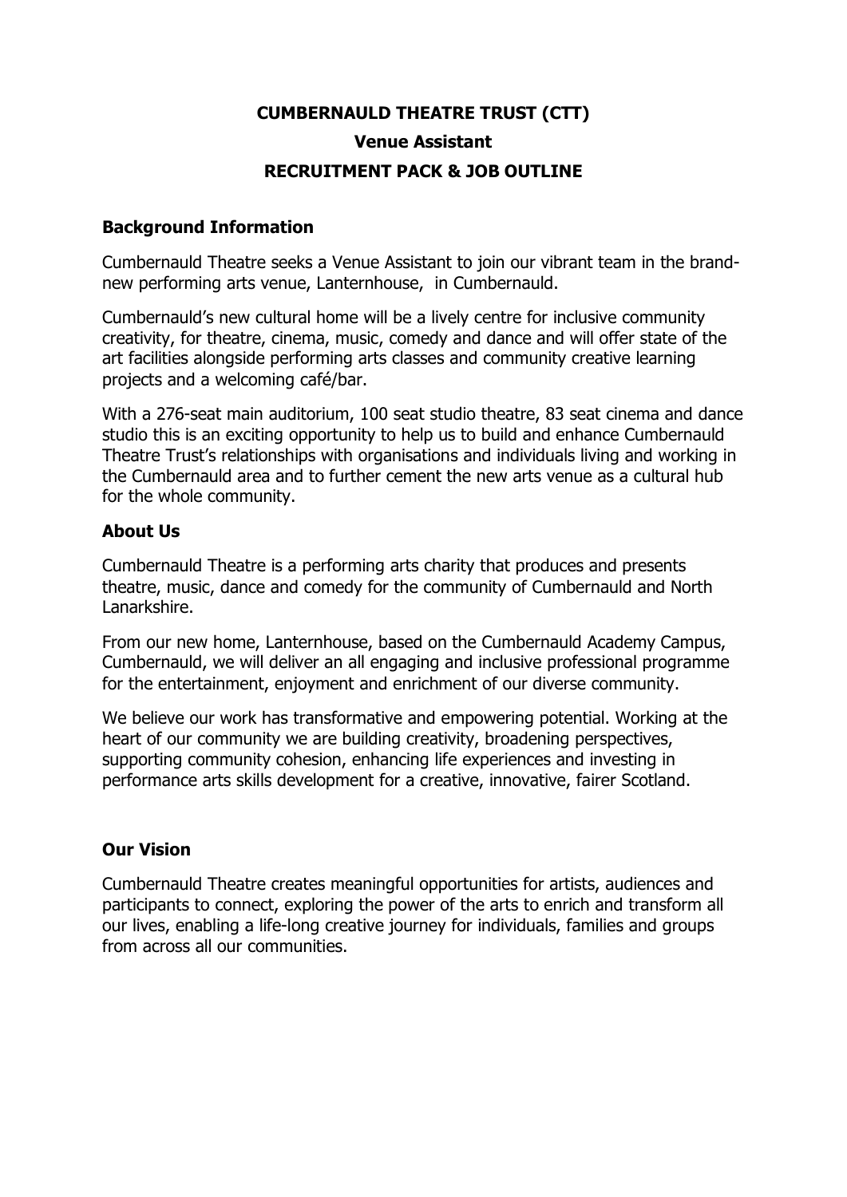# CUMBERNAULD THEATRE TRUST (CTT)

## Venue Assistant

## RECRUITMENT PACK & JOB OUTLINE

### Background Information

Cumbernauld Theatre seeks a Venue Assistant to join our vibrant team in the brand-new performing arts venue, Lanternhouse, in Cumbernauld.

Cumbernauld's new cultural home will be a lively centre for inclusive community creativity, for theatre, cinema, music, comedy and dance and will offer state of the art facilities alongside performing arts classes and community creative learning projects and a welcoming café/bar.

With a 276-seat main auditorium, 100 seat studio theatre, 83 seat cinema and dance studio this is an exciting opportunity to help us to build and enhance Cumbernauld Theatre Trust's relationships with organisations and individuals living and working in the Cumbernauld area and to further cement the new arts venue as a cultural hub for the whole community.

### About Us

Cumbernauld Theatre is a performing arts charity that produces and presents theatre, music, dance and comedy for the community of Cumbernauld and North Lanarkshire.

From our new home, Lanternhouse, based on the Cumbernauld Academy Campus, Cumbernauld, we will deliver an all engaging and inclusive professional programme for the entertainment, enjoyment and enrichment of our diverse community.

We believe our work has transformative and empowering potential. Working at the heart of our community we are building creativity, broadening perspectives, supporting community cohesion, enhancing life experiences and investing in performance arts skills development for a creative, innovative, fairer Scotland.

### Our Vision

Cumbernauld Theatre creates meaningful opportunities for artists, audiences and participants to connect, exploring the power of the arts to enrich and transform all our lives, enabling a life-long creative journey for individuals, families and groups from across all our communities.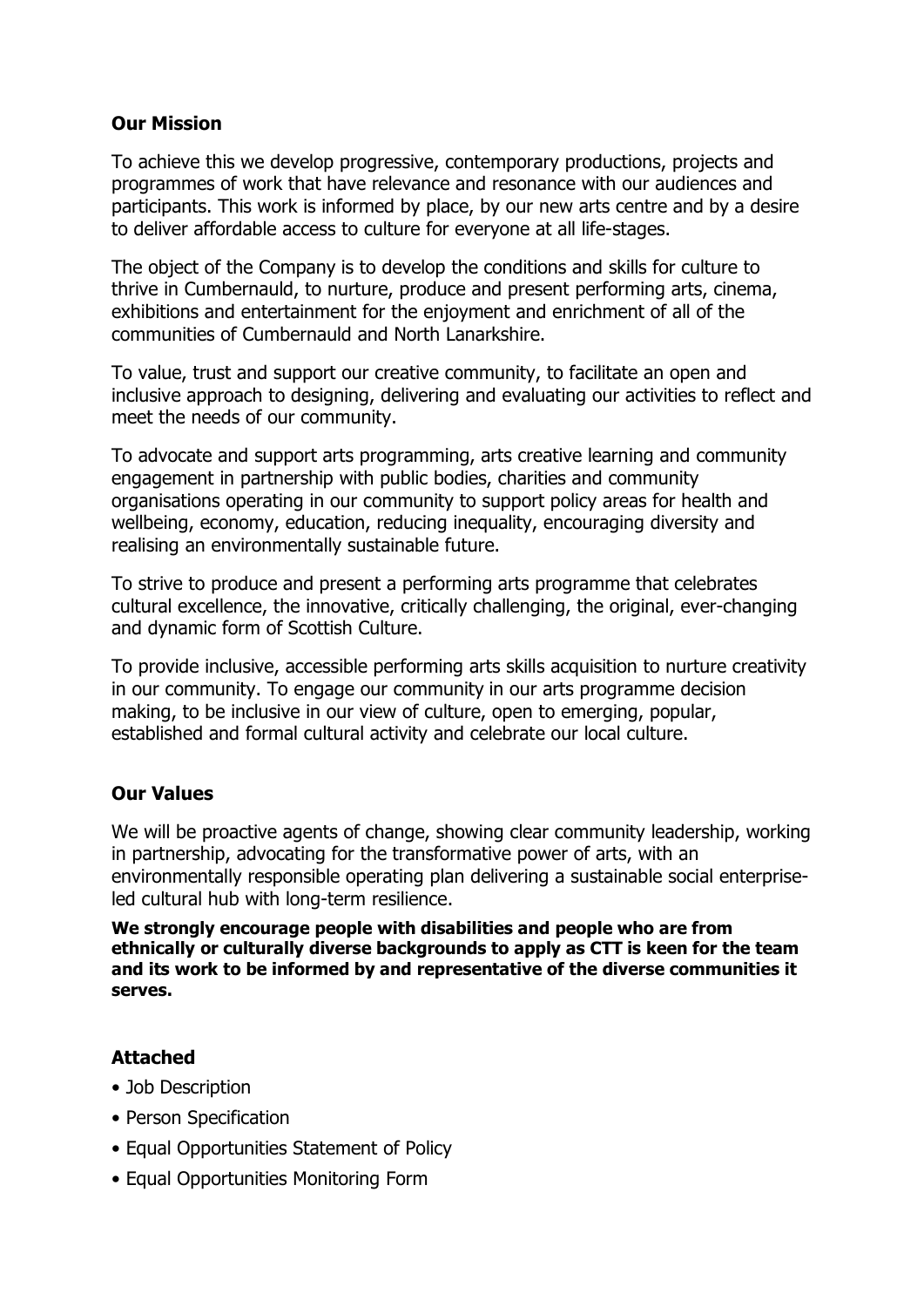## Our Mission

To achieve this we develop progressive, contemporary productions, projects and programmes of work that have relevance and resonance with our audiences and participants. This work is informed by place, by our new arts centre and by a desire to deliver affordable access to culture for everyone at all life-stages.

The object of the Company is to develop the conditions and skills for culture to thrive in Cumbernauld, to nurture, produce and present performing arts, cinema, exhibitions and entertainment for the enjoyment and enrichment of all of the communities of Cumbernauld and North Lanarkshire.

To value, trust and support our creative community, to facilitate an open and inclusive approach to designing, delivering and evaluating our activities to reflect and meet the needs of our community.

To advocate and support arts programming, arts creative learning and community engagement in partnership with public bodies, charities and community organisations operating in our community to support policy areas for health and wellbeing, economy, education, reducing inequality, encouraging diversity and realising an environmentally sustainable future.

To strive to produce and present a performing arts programme that celebrates cultural excellence, the innovative, critically challenging, the original, ever-changing and dynamic form of Scottish Culture.

To provide inclusive, accessible performing arts skills acquisition to nurture creativity in our community. To engage our community in our arts programme decision making, to be inclusive in our view of culture, open to emerging, popular, established and formal cultural activity and celebrate our local culture.

## Our Values

We will be proactive agents of change, showing clear community leadership, working in partnership, advocating for the transformative power of arts, with an environmentally responsible operating plan delivering a sustainable social enterprise-led cultural hub with long-term resilience.

**We strongly encourage people with disabilities and people who are from ethnically or culturally diverse backgrounds to apply as CTT is keen for the team and its work to be informed by and representative of the diverse communities it serves.**

## Attached

- Job Description
- Person Specification
- Equal Opportunities Statement of Policy
- Equal Opportunities Monitoring Form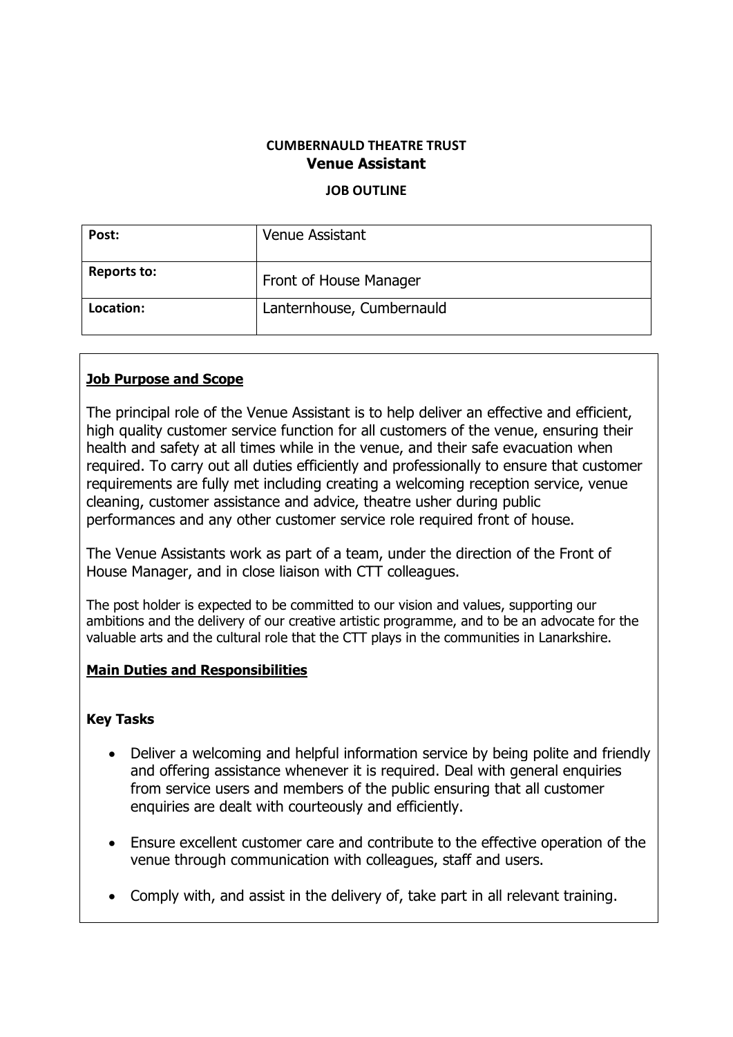**CUMBERNAULD THEATRE TRUST**

**Venue Assistant**

**JOB OUTLINE**

| | |
|---|---|
| **Post:** | Venue Assistant |
| **Reports to:** | Front of House Manager |
| **Location:** | Lanternhouse, Cumbernauld |

**Job Purpose and Scope**

The principal role of the Venue Assistant is to help deliver an effective and efficient, high quality customer service function for all customers of the venue, ensuring their health and safety at all times while in the venue, and their safe evacuation when required. To carry out all duties efficiently and professionally to ensure that customer requirements are fully met including creating a welcoming reception service, venue cleaning, customer assistance and advice, theatre usher during public performances and any other customer service role required front of house.

The Venue Assistants work as part of a team, under the direction of the Front of House Manager, and in close liaison with CTT colleagues.

The post holder is expected to be committed to our vision and values, supporting our ambitions and the delivery of our creative artistic programme, and to be an advocate for the valuable arts and the cultural role that the CTT plays in the communities in Lanarkshire.

**Main Duties and Responsibilities**

**Key Tasks**

- Deliver a welcoming and helpful information service by being polite and friendly and offering assistance whenever it is required. Deal with general enquiries from service users and members of the public ensuring that all customer enquiries are dealt with courteously and efficiently.

- Ensure excellent customer care and contribute to the effective operation of the venue through communication with colleagues, staff and users.

- Comply with, and assist in the delivery of, take part in all relevant training.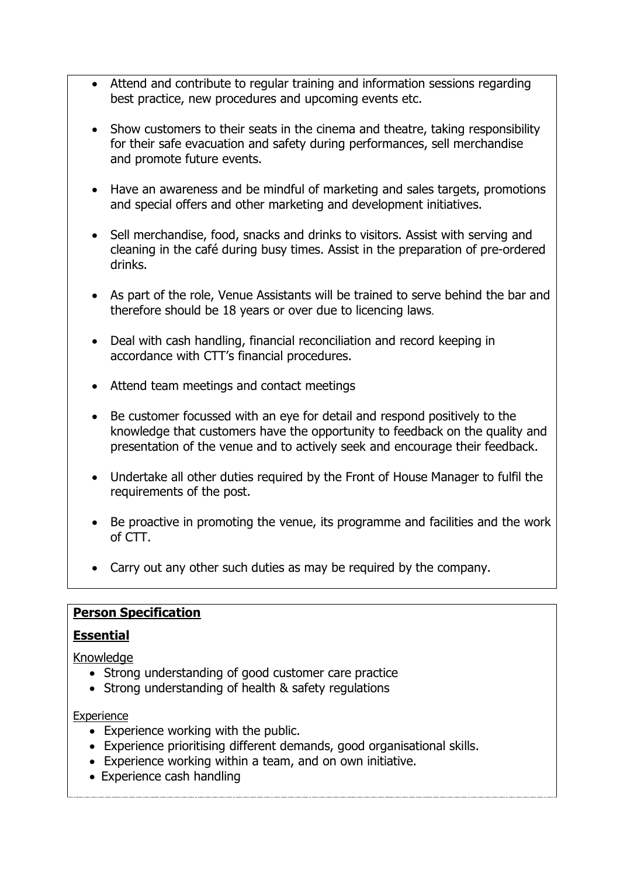- Attend and contribute to regular training and information sessions regarding best practice, new procedures and upcoming events etc.

- Show customers to their seats in the cinema and theatre, taking responsibility for their safe evacuation and safety during performances, sell merchandise and promote future events.

- Have an awareness and be mindful of marketing and sales targets, promotions and special offers and other marketing and development initiatives.

- Sell merchandise, food, snacks and drinks to visitors. Assist with serving and cleaning in the café during busy times. Assist in the preparation of pre-ordered drinks.

- As part of the role, Venue Assistants will be trained to serve behind the bar and therefore should be 18 years or over due to licencing laws.

- Deal with cash handling, financial reconciliation and record keeping in accordance with CTT's financial procedures.

- Attend team meetings and contact meetings

- Be customer focussed with an eye for detail and respond positively to the knowledge that customers have the opportunity to feedback on the quality and presentation of the venue and to actively seek and encourage their feedback.

- Undertake all other duties required by the Front of House Manager to fulfil the requirements of the post.

- Be proactive in promoting the venue, its programme and facilities and the work of CTT.

- Carry out any other such duties as may be required by the company.

## **Person Specification**

### **Essential**

Knowledge

- Strong understanding of good customer care practice
- Strong understanding of health & safety regulations

Experience

- Experience working with the public.
- Experience prioritising different demands, good organisational skills.
- Experience working within a team, and on own initiative.
- Experience cash handling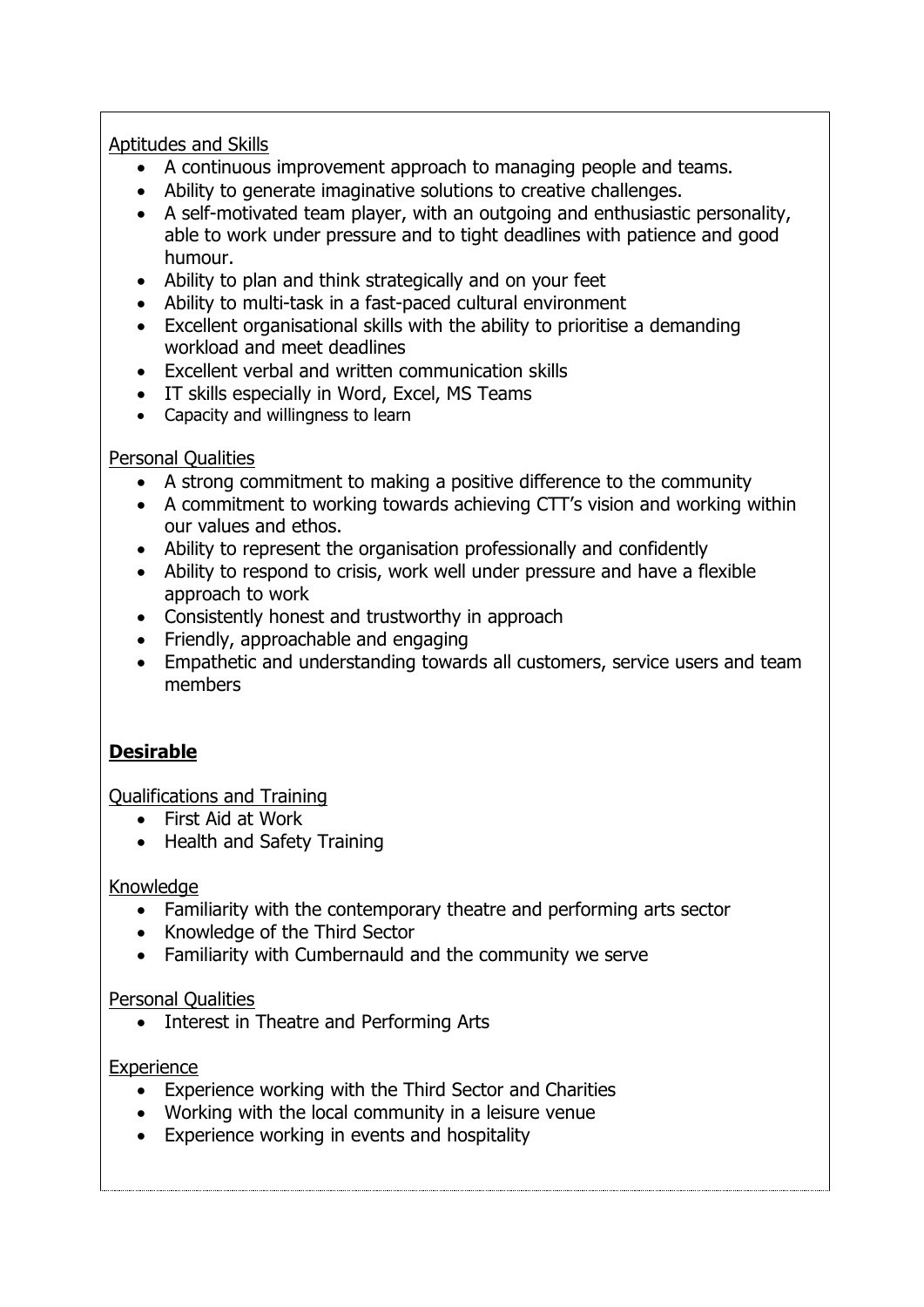Aptitudes and Skills

- A continuous improvement approach to managing people and teams.
- Ability to generate imaginative solutions to creative challenges.
- A self-motivated team player, with an outgoing and enthusiastic personality, able to work under pressure and to tight deadlines with patience and good humour.
- Ability to plan and think strategically and on your feet
- Ability to multi-task in a fast-paced cultural environment
- Excellent organisational skills with the ability to prioritise a demanding workload and meet deadlines
- Excellent verbal and written communication skills
- IT skills especially in Word, Excel, MS Teams
- Capacity and willingness to learn

Personal Qualities

- A strong commitment to making a positive difference to the community
- A commitment to working towards achieving CTT's vision and working within our values and ethos.
- Ability to represent the organisation professionally and confidently
- Ability to respond to crisis, work well under pressure and have a flexible approach to work
- Consistently honest and trustworthy in approach
- Friendly, approachable and engaging
- Empathetic and understanding towards all customers, service users and team members

## Desirable

Qualifications and Training

- First Aid at Work
- Health and Safety Training

Knowledge

- Familiarity with the contemporary theatre and performing arts sector
- Knowledge of the Third Sector
- Familiarity with Cumbernauld and the community we serve

Personal Qualities

- Interest in Theatre and Performing Arts

Experience

- Experience working with the Third Sector and Charities
- Working with the local community in a leisure venue
- Experience working in events and hospitality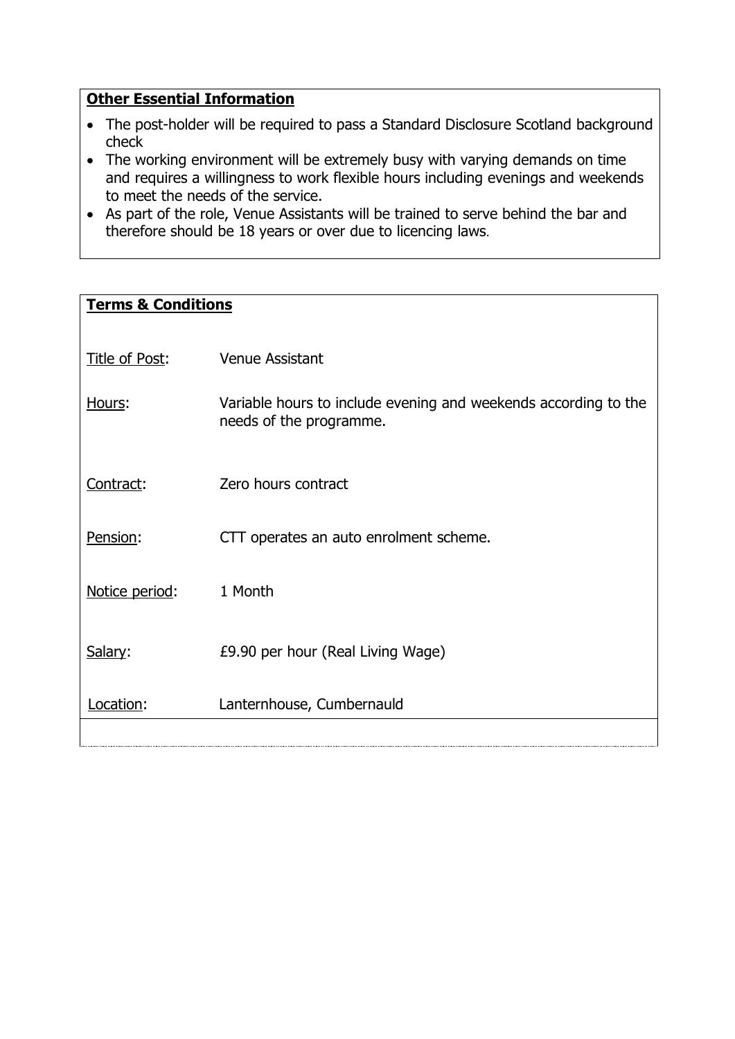**Other Essential Information**

- The post-holder will be required to pass a Standard Disclosure Scotland background check
- The working environment will be extremely busy with varying demands on time and requires a willingness to work flexible hours including evenings and weekends to meet the needs of the service.
- As part of the role, Venue Assistants will be trained to serve behind the bar and therefore should be 18 years or over due to licencing laws.

**Terms & Conditions**

| | |
|---|---|
| Title of Post: | Venue Assistant |
| Hours: | Variable hours to include evening and weekends according to the needs of the programme. |
| Contract: | Zero hours contract |
| Pension: | CTT operates an auto enrolment scheme. |
| Notice period: | 1 Month |
| Salary: | £9.90 per hour (Real Living Wage) |
| Location: | Lanternhouse, Cumbernauld |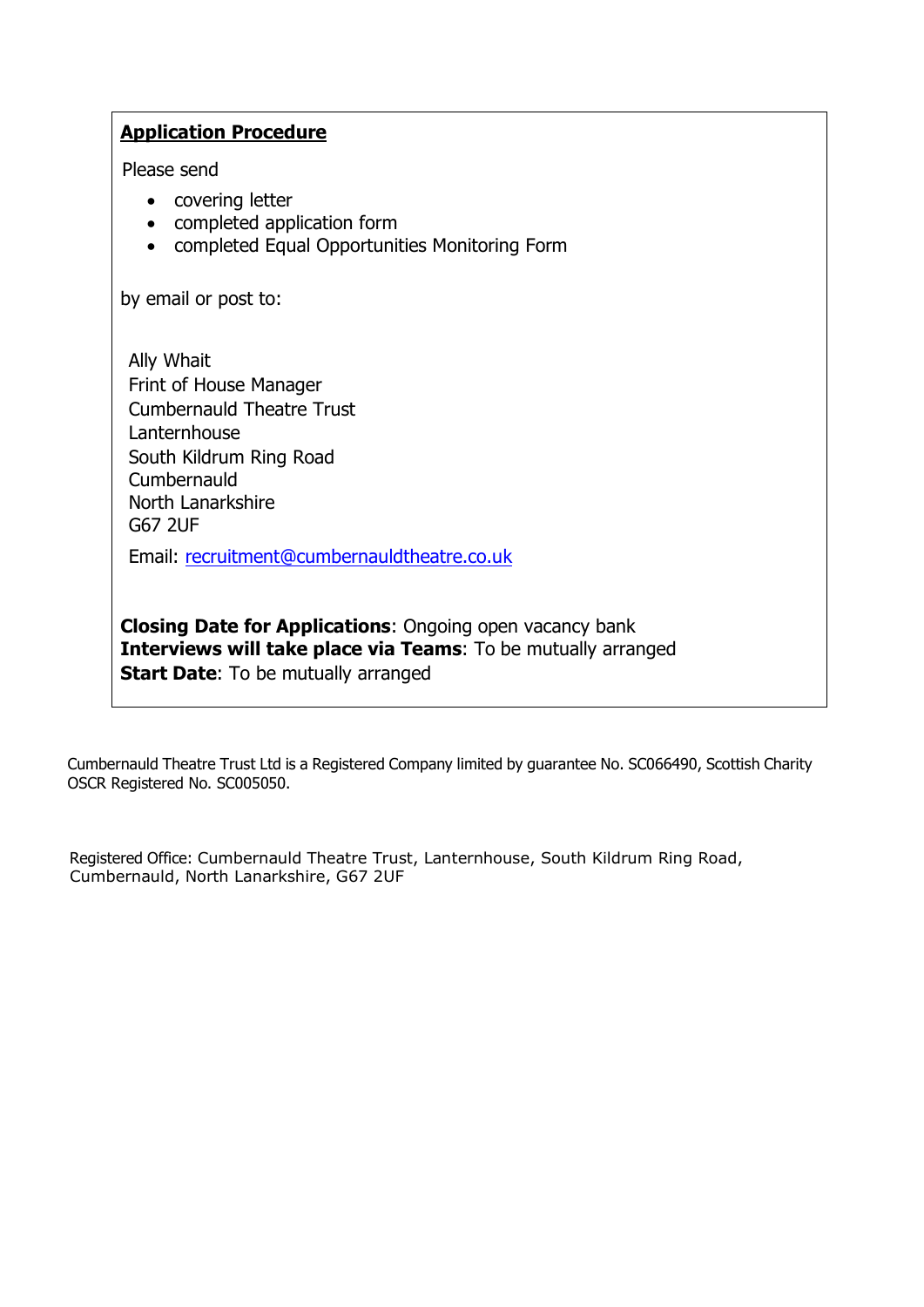## Application Procedure

Please send

- covering letter
- completed application form
- completed Equal Opportunities Monitoring Form

by email or post to:

Ally Whait
Frint of House Manager
Cumbernauld Theatre Trust
Lanternhouse
South Kildrum Ring Road
Cumbernauld
North Lanarkshire
G67 2UF

Email: recruitment@cumbernauldtheatre.co.uk

**Closing Date for Applications**: Ongoing open vacancy bank
**Interviews will take place via Teams**: To be mutually arranged
**Start Date**: To be mutually arranged

Cumbernauld Theatre Trust Ltd is a Registered Company limited by guarantee No. SC066490, Scottish Charity OSCR Registered No. SC005050.

Registered Office: Cumbernauld Theatre Trust, Lanternhouse, South Kildrum Ring Road, Cumbernauld, North Lanarkshire, G67 2UF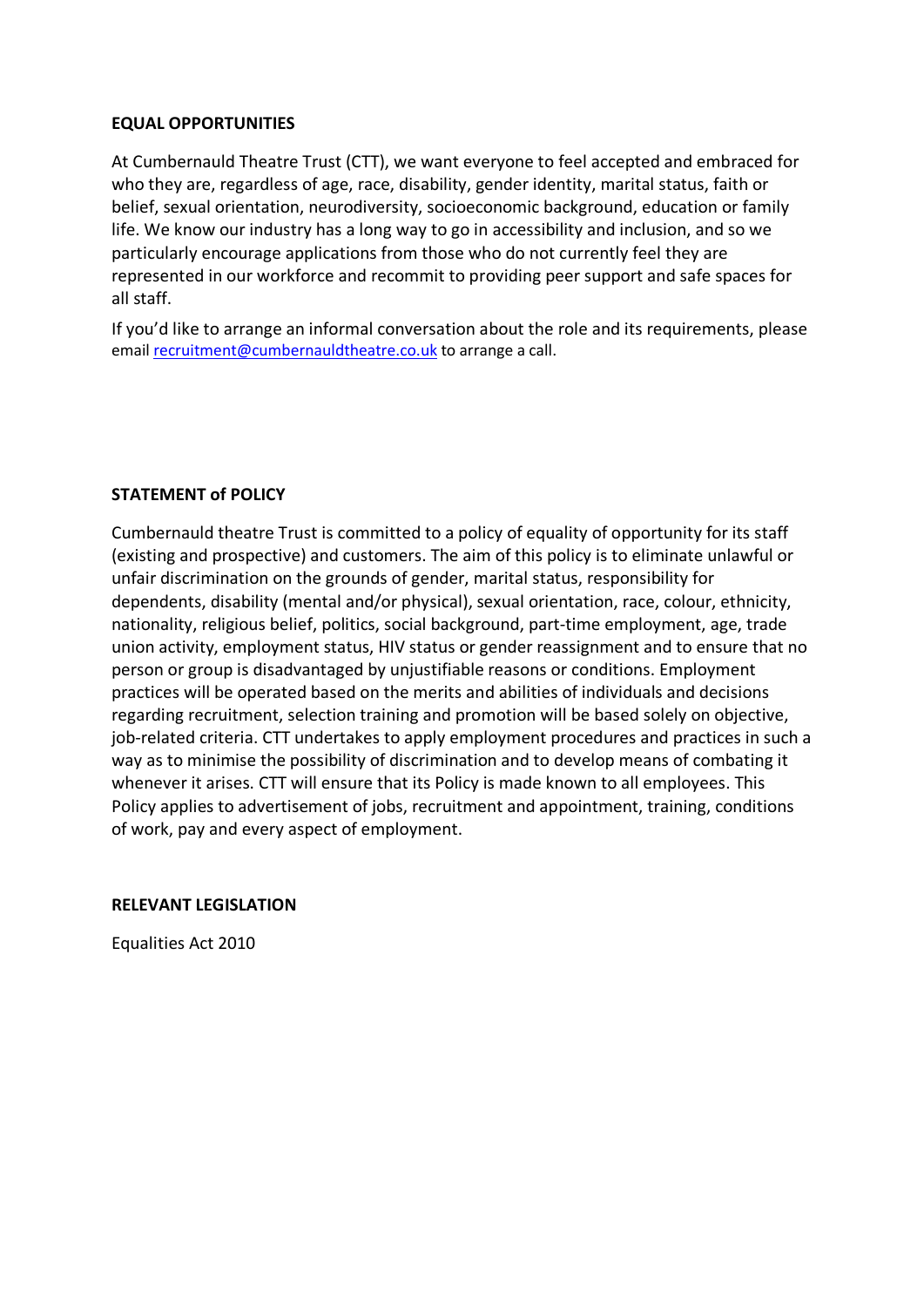**EQUAL OPPORTUNITIES**

At Cumbernauld Theatre Trust (CTT), we want everyone to feel accepted and embraced for who they are, regardless of age, race, disability, gender identity, marital status, faith or belief, sexual orientation, neurodiversity, socioeconomic background, education or family life. We know our industry has a long way to go in accessibility and inclusion, and so we particularly encourage applications from those who do not currently feel they are represented in our workforce and recommit to providing peer support and safe spaces for all staff.

If you'd like to arrange an informal conversation about the role and its requirements, please email recruitment@cumbernauldtheatre.co.uk to arrange a call.

**STATEMENT of POLICY**

Cumbernauld theatre Trust is committed to a policy of equality of opportunity for its staff (existing and prospective) and customers. The aim of this policy is to eliminate unlawful or unfair discrimination on the grounds of gender, marital status, responsibility for dependents, disability (mental and/or physical), sexual orientation, race, colour, ethnicity, nationality, religious belief, politics, social background, part-time employment, age, trade union activity, employment status, HIV status or gender reassignment and to ensure that no person or group is disadvantaged by unjustifiable reasons or conditions. Employment practices will be operated based on the merits and abilities of individuals and decisions regarding recruitment, selection training and promotion will be based solely on objective, job-related criteria. CTT undertakes to apply employment procedures and practices in such a way as to minimise the possibility of discrimination and to develop means of combating it whenever it arises. CTT will ensure that its Policy is made known to all employees. This Policy applies to advertisement of jobs, recruitment and appointment, training, conditions of work, pay and every aspect of employment.

**RELEVANT LEGISLATION**

Equalities Act 2010